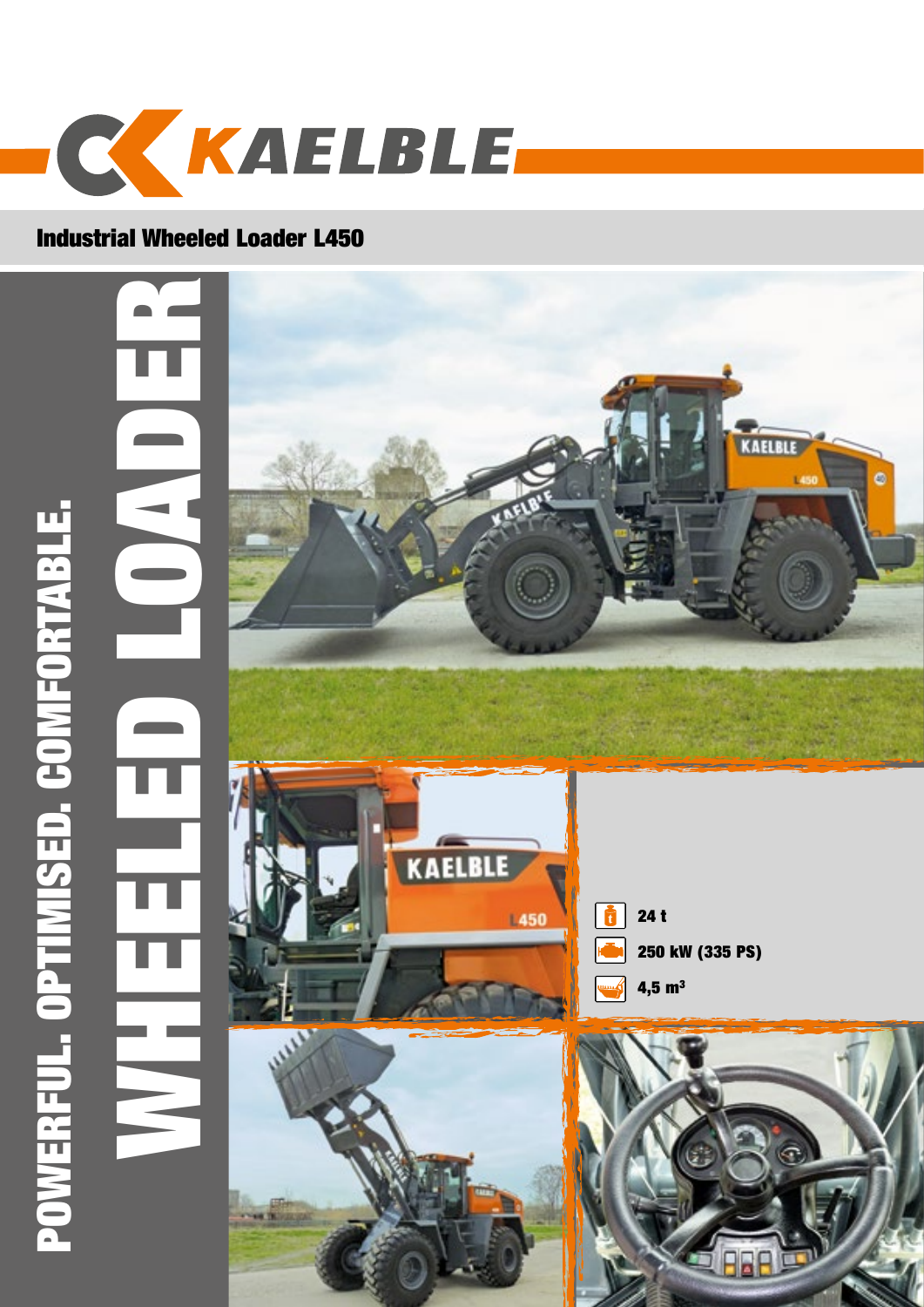# KAELBLE

## Industrial Wheeled Loader L450

# WHEELED LOADER

POWERFUL. OPTIMISED. COMFORTABLE.

- 24 t
- 250 kW (335 PS)
- 4,5 m³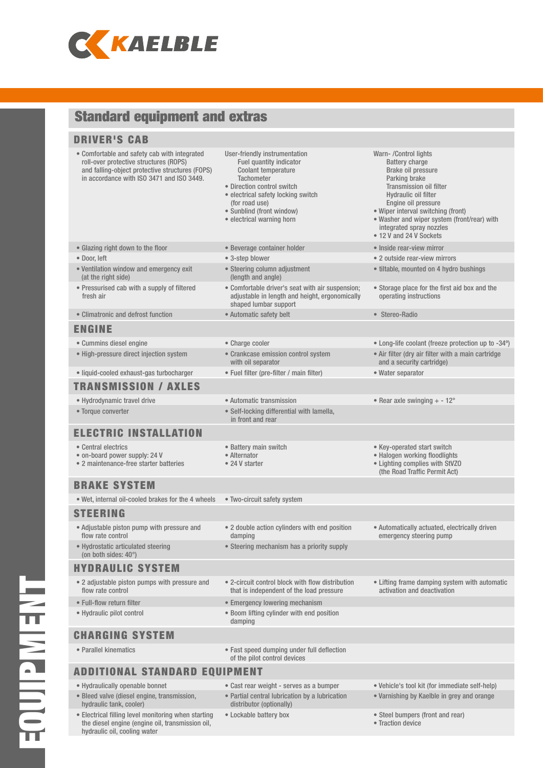KAELBLE

# Standard equipment and extras

## DRIVER'S CAB

- Comfortable and safety cab with integrated roll-over protective structures (ROPS) and falling-object protective structures (FOPS) in accordance with ISO 3471 and ISO 3449.

User-friendly instrumentation
  - Fuel quantity indicator
  - Coolant temperature
  - Tachometer
- Direction control switch
- electrical safety locking switch (for road use)
- Sunblind (front window)
- electrical warning horn

Warn- /Control lights
  - Battery charge
  - Brake oil pressure
  - Parking brake
  - Transmission oil filter
  - Hydraulic oil filter
  - Engine oil pressure
- Wiper interval switching (front)
- Washer and wiper system (front/rear) with integrated spray nozzles
- 12 V and 24 V Sockets

- Glazing right down to the floor
- Beverage container holder
- Inside rear-view mirror
- Door, left
- 3-step blower
- 2 outside rear-view mirrors
- Ventilation window and emergency exit (at the right side)
- Steering column adjustment (length and angle)
- tiltable, mounted on 4 hydro bushings
- Pressurised cab with a supply of filtered fresh air
- Comfortable driver's seat with air suspension; adjustable in length and height, ergonomically shaped lumbar support
- Storage place for the first aid box and the operating instructions
- Climatronic and defrost function
- Automatic safety belt
- Stereo-Radio

## ENGINE

- Cummins diesel engine
- Charge cooler
- Long-life coolant (freeze protection up to -34º)
- High-pressure direct injection system
- Crankcase emission control system with oil separator
- Air filter (dry air filter with a main cartridge and a security cartridge)
- liquid-cooled exhaust-gas turbocharger
- Fuel filter (pre-filter / main filter)
- Water separator

## TRANSMISSION / AXLES

- Hydrodynamic travel drive
- Automatic transmission
- Rear axle swinging + - 12°
- Torque converter
- Self-locking differential with lamella, in front and rear

## ELECTRIC INSTALLATION

- Central electrics
- on-board power supply: 24 V
- 2 maintenance-free starter batteries
- Battery main switch
- Alternator
- 24 V starter
- Key-operated start switch
- Halogen working floodlights
- Lighting complies with StVZO (the Road Traffic Permit Act)

## BRAKE SYSTEM

- Wet, internal oil-cooled brakes for the 4 wheels
- Two-circuit safety system

## STEERING

- Adjustable piston pump with pressure and flow rate control
- 2 double action cylinders with end position damping
- Automatically actuated, electrically driven emergency steering pump
- Hydrostatic articulated steering (on both sides: 40°)
- Steering mechanism has a priority supply

## HYDRAULIC SYSTEM

- 2 adjustable piston pumps with pressure and flow rate control
- 2-circuit control block with flow distribution that is independent of the load pressure
- Lifting frame damping system with automatic activation and deactivation
- Full-flow return filter
- Emergency lowering mechanism
- Hydraulic pilot control
- Boom lifting cylinder with end position damping

## CHARGING SYSTEM

- Parallel kinematics
- Fast speed dumping under full deflection of the pilot control devices

## ADDITIONAL STANDARD EQUIPMENT

- Hydraulically openable bonnet
- Cast rear weight - serves as a bumper
- Vehicle's tool kit (for immediate self-help)
- Bleed valve (diesel engine, transmission, hydraulic tank, cooler)
- Partial central lubrication by a lubrication distributor (optionally)
- Varnishing by Kaelble in grey and orange
- Electrical filling level monitoring when starting the diesel engine (engine oil, transmission oil, hydraulic oil, cooling water
- Lockable battery box
- Steel bumpers (front and rear)
- Traction device

EQUIPMENT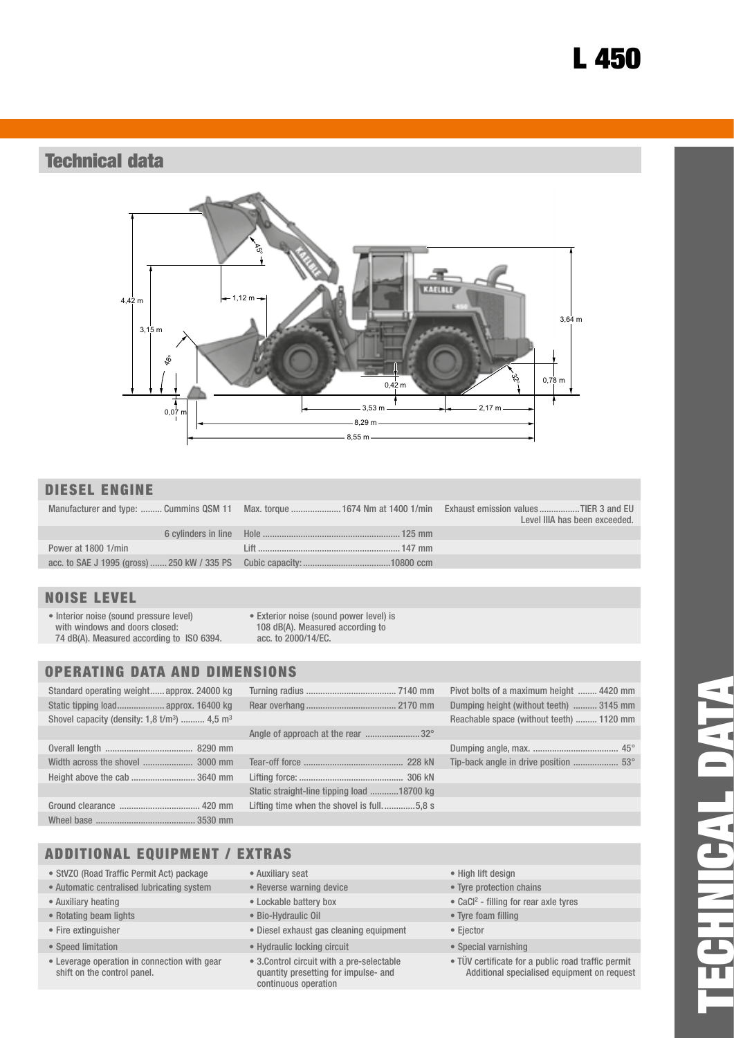# L 450

## Technical data

### DIESEL ENGINE

| | | |
|---|---|---|
| Manufacturer and type: ......... Cummins QSM 11 | Max. torque .................... 1674 Nm at 1400 1/min | Exhaust emission values ................ TIER 3 and EU Level IIIA has been exceeded. |
| 6 cylinders in line | Hole ......................................................... 125 mm | |
| Power at 1800 1/min | Lift ........................................................... 147 mm | |
| acc. to SAE J 1995 (gross) ....... 250 kW / 335 PS | Cubic capacity: .................................... 10800 ccm | |

### NOISE LEVEL

- Interior noise (sound pressure level) with windows and doors closed: 74 dB(A). Measured according to ISO 6394.
- Exterior noise (sound power level) is 108 dB(A). Measured according to acc. to 2000/14/EC.

### OPERATING DATA AND DIMENSIONS

| | | |
|---|---|---|
| Standard operating weight...... approx. 24000 kg | Turning radius ..................................... 7140 mm | Pivot bolts of a maximum height ........ 4420 mm |
| Static tipping load.................... approx. 16400 kg | Rear overhang ..................................... 2170 mm | Dumping height (without teeth) .......... 3145 mm |
| Shovel capacity (density: 1,8 t/m³) .......... 4,5 m³ | | Reachable space (without teeth) ......... 1120 mm |
| | Angle of approach at the rear ....................... 32° | |
| Overall length ..................................... 8290 mm | | Dumping angle, max. .................................... 45° |
| Width across the shovel ..................... 3000 mm | Tear-off force .......................................... 228 kN | Tip-back angle in drive position ................... 53° |
| Height above the cab ........................... 3640 mm | Lifting force: ............................................ 306 kN | |
| | Static straight-line tipping load ............ 18700 kg | |
| Ground clearance .................................. 420 mm | Lifting time when the shovel is full. ............ 5,8 s | |
| Wheel base ........................................... 3530 mm | | |

### ADDITIONAL EQUIPMENT / EXTRAS

- StVZO (Road Traffic Permit Act) package
- Automatic centralised lubricating system
- Auxiliary heating
- Rotating beam lights
- Fire extinguisher
- Speed limitation
- Leverage operation in connection with gear shift on the control panel.
- Auxiliary seat
- Reverse warning device
- Lockable battery box
- Bio-Hydraulic Oil
- Diesel exhaust gas cleaning equipment
- Hydraulic locking circuit
- 3.Control circuit with a pre-selectable quantity presetting for impulse- and continuous operation
- High lift design
- Tyre protection chains
- $CaCl^2$ - filling for rear axle tyres
- Tyre foam filling
- Ejector
- Special varnishing
- TÜV certificate for a public road traffic permit Additional specialised equipment on request

TECHNICAL DATA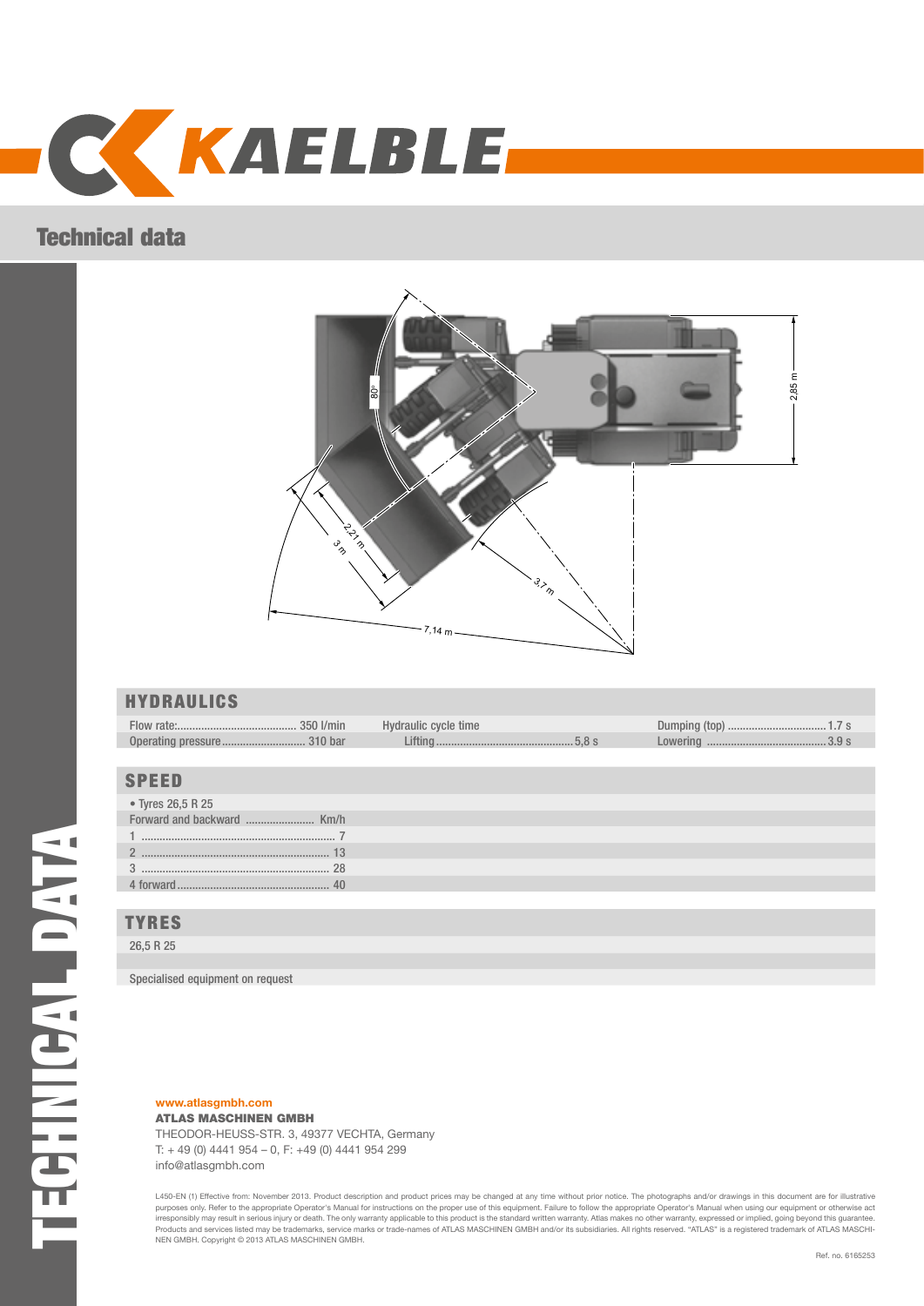# KAELBLE

## Technical data

80°

2,85 m

2,21 m

3 m

3,7 m

7,14 m

### HYDRAULICS

| | | |
|---|---|---|
| Flow rate: 350 l/min | Hydraulic cycle time | Dumping (top) 1.7 s |
| Operating pressure 310 bar | Lifting 5,8 s | Lowering 3.9 s |

### SPEED

• Tyres 26,5 R 25

| Forward and backward | Km/h |
|---|---|
| 1 | 7 |
| 2 | 13 |
| 3 | 28 |
| 4 forward | 40 |

### TYRES

26,5 R 25

Specialised equipment on request

TECHNICAL DATA

**www.atlasgmbh.com**
**ATLAS MASCHINEN GMBH**
THEODOR-HEUSS-STR. 3, 49377 VECHTA, Germany
T: + 49 (0) 4441 954 – 0, F: +49 (0) 4441 954 299
info@atlasgmbh.com

L450-EN (1) Effective from: November 2013. Product description and product prices may be changed at any time without prior notice. The photographs and/or drawings in this document are for illustrative purposes only. Refer to the appropriate Operator's Manual for instructions on the proper use of this equipment. Failure to follow the appropriate Operator's Manual when using our equipment or otherwise act irresponsibly may result in serious injury or death. The only warranty applicable to this product is the standard written warranty. Atlas makes no other warranty, expressed or implied, going beyond this guarantee. Products and services listed may be trademarks, service marks or trade-names of ATLAS MASCHINEN GMBH and/or its subsidiaries. All rights reserved. "ATLAS" is a registered trademark of ATLAS MASCHINEN GMBH. Copyright © 2013 ATLAS MASCHINEN GMBH.

Ref. no. 6165253